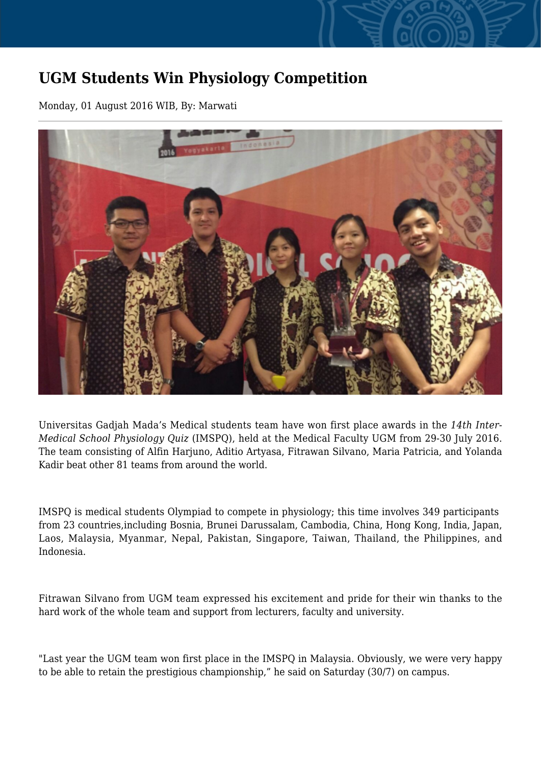# UGM Students Win Physiology Competition

Monday, 01 August 2016 WIB, By: Marwati

---

Universitas Gadjah Mada's Medical students team have won first place awards in the *14th Inter-Medical School Physiology Quiz* (IMSPQ), held at the Medical Faculty UGM from 29-30 July 2016. The team consisting of Alfin Harjuno, Aditio Artyasa, Fitrawan Silvano, Maria Patricia, and Yolanda Kadir beat other 81 teams from around the world.

IMSPQ is medical students Olympiad to compete in physiology; this time involves 349 participants from 23 countries,including Bosnia, Brunei Darussalam, Cambodia, China, Hong Kong, India, Japan, Laos, Malaysia, Myanmar, Nepal, Pakistan, Singapore, Taiwan, Thailand, the Philippines, and Indonesia.

Fitrawan Silvano from UGM team expressed his excitement and pride for their win thanks to the hard work of the whole team and support from lecturers, faculty and university.

"Last year the UGM team won first place in the IMSPQ in Malaysia. Obviously, we were very happy to be able to retain the prestigious championship," he said on Saturday (30/7) on campus.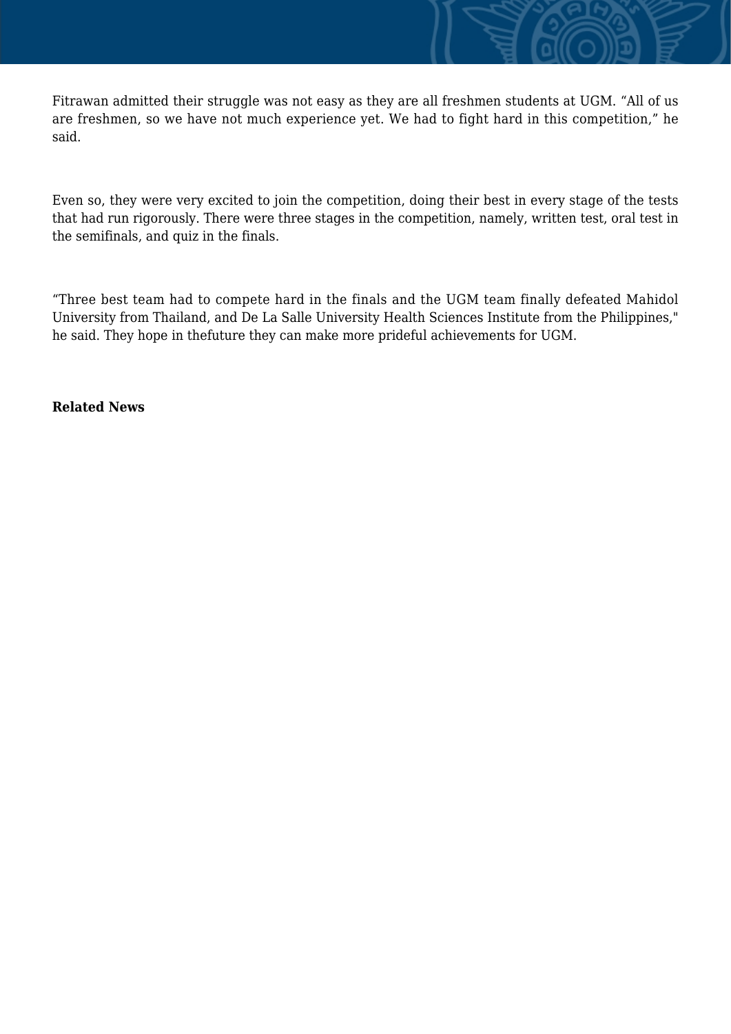Fitrawan admitted their struggle was not easy as they are all freshmen students at UGM. “All of us are freshmen, so we have not much experience yet. We had to fight hard in this competition,” he said.

Even so, they were very excited to join the competition, doing their best in every stage of the tests that had run rigorously. There were three stages in the competition, namely, written test, oral test in the semifinals, and quiz in the finals.

“Three best team had to compete hard in the finals and the UGM team finally defeated Mahidol University from Thailand, and De La Salle University Health Sciences Institute from the Philippines," he said. They hope in thefuture they can make more prideful achievements for UGM.

**Related News**